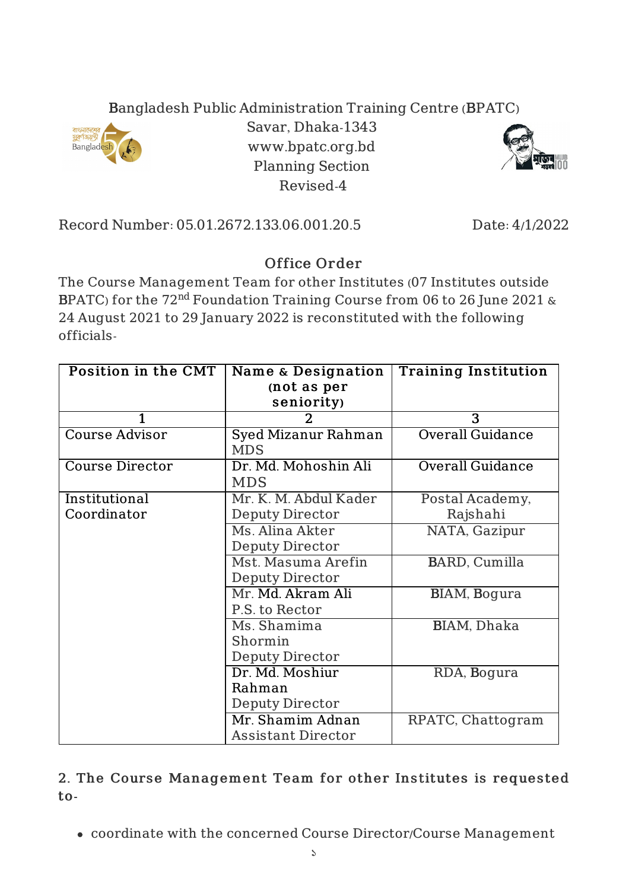Bangladesh Public Administration Training Centre (BPATC)
Savar, Dhaka-1343
www.bpatc.org.bd
Planning Section
Revised-4

Record Number: 05.01.2672.133.06.001.20.5 Date: 4/1/2022

## Office Order

The Course Management Team for other Institutes (07 Institutes outside BPATC) for the 72nd Foundation Training Course from 06 to 26 June 2021 & 24 August 2021 to 29 January 2022 is reconstituted with the following officials-

| Position in the CMT | Name & Designation (not as per seniority) | Training Institution |
|---|---|---|
| 1 | 2 | 3 |
| Course Advisor | Syed Mizanur Rahman<br>MDS | Overall Guidance |
| Course Director | Dr. Md. Mohoshin Ali<br>MDS | Overall Guidance |
| Institutional Coordinator | Mr. K. M. Abdul Kader<br>Deputy Director | Postal Academy, Rajshahi |
| | Ms. Alina Akter<br>Deputy Director | NATA, Gazipur |
| | Mst. Masuma Arefin<br>Deputy Director | BARD, Cumilla |
| | Mr. Md. Akram Ali<br>P.S. to Rector | BIAM, Bogura |
| | Ms. Shamima Shormin<br>Deputy Director | BIAM, Dhaka |
| | Dr. Md. Moshiur Rahman<br>Deputy Director | RDA, Bogura |
| | Mr. Shamim Adnan<br>Assistant Director | RPATC, Chattogram |

**2. The Course Management Team for other Institutes is requested to-**

- coordinate with the concerned Course Director/Course Management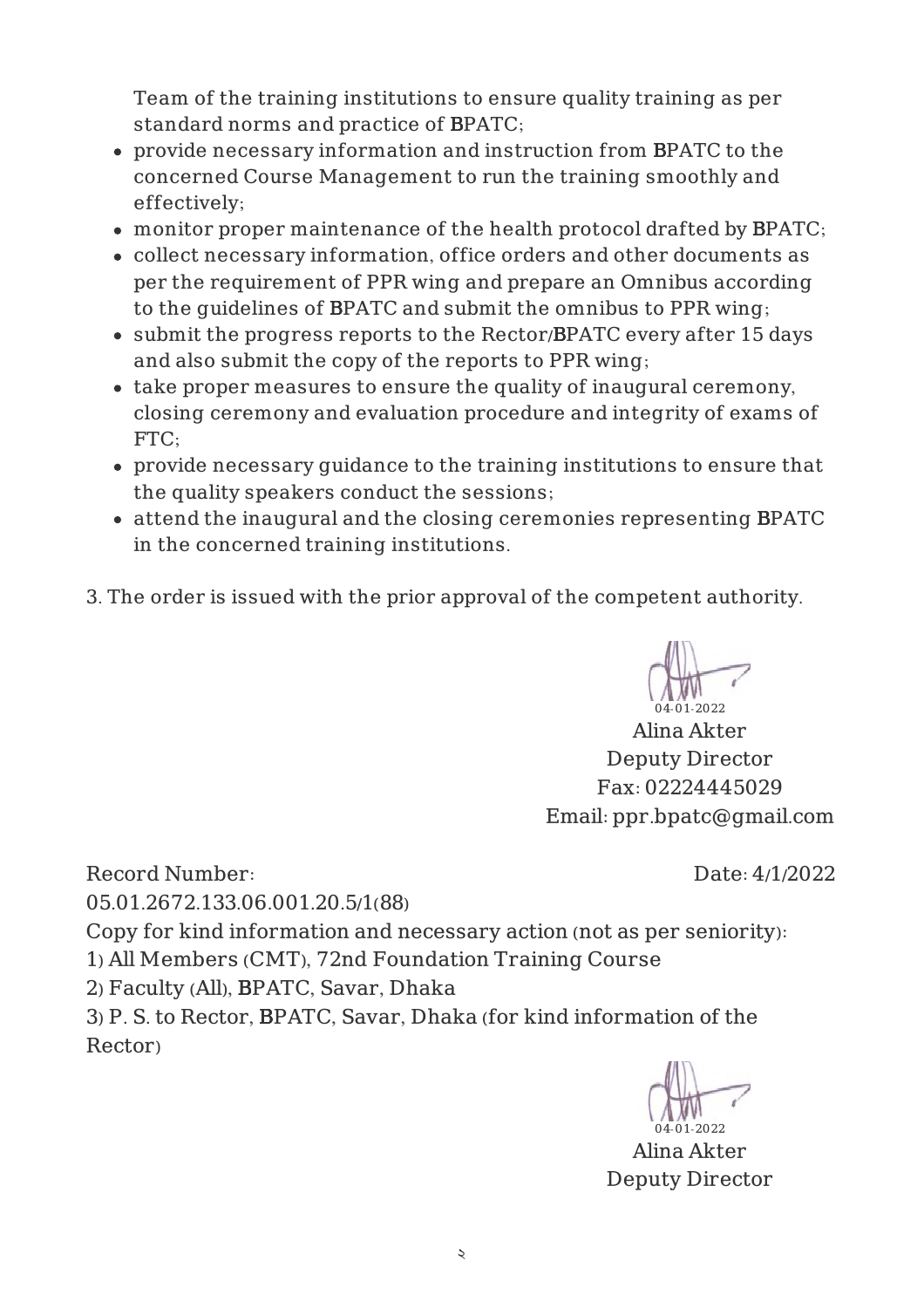Team of the training institutions to ensure quality training as per standard norms and practice of BPATC;

- provide necessary information and instruction from BPATC to the concerned Course Management to run the training smoothly and effectively;
- monitor proper maintenance of the health protocol drafted by BPATC;
- collect necessary information, office orders and other documents as per the requirement of PPR wing and prepare an Omnibus according to the guidelines of BPATC and submit the omnibus to PPR wing;
- submit the progress reports to the Rector/BPATC every after 15 days and also submit the copy of the reports to PPR wing;
- take proper measures to ensure the quality of inaugural ceremony, closing ceremony and evaluation procedure and integrity of exams of FTC;
- provide necessary guidance to the training institutions to ensure that the quality speakers conduct the sessions;
- attend the inaugural and the closing ceremonies representing BPATC in the concerned training institutions.

3. The order is issued with the prior approval of the competent authority.

04-01-2022
Alina Akter
Deputy Director
Fax: 02224445029
Email: ppr.bpatc@gmail.com

Record Number: 05.01.2672.133.06.001.20.5/1(88)

Date: 4/1/2022

Copy for kind information and necessary action (not as per seniority):

1) All Members (CMT), 72nd Foundation Training Course
2) Faculty (All), BPATC, Savar, Dhaka
3) P. S. to Rector, BPATC, Savar, Dhaka (for kind information of the Rector)

04-01-2022
Alina Akter
Deputy Director